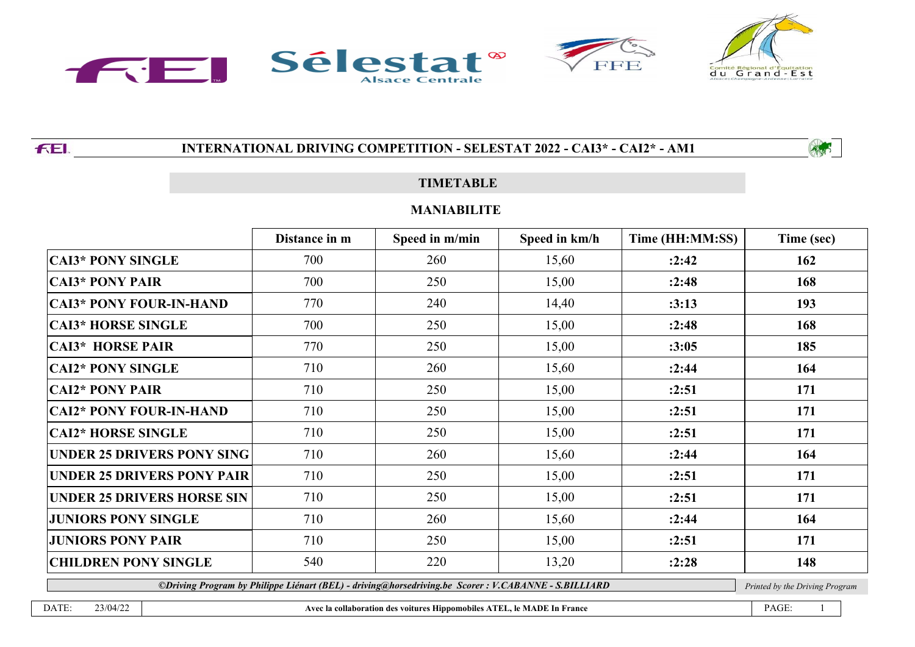# INTERNATIONAL DRIVING COMPETITION - SELESTAT 2022 - CAI3* - CAI2* - AM1

## TIMETABLE

### MANIABILITE

| | Distance in m | Speed in m/min | Speed in km/h | Time (HH:MM:SS) | Time (sec) |
|---|---|---|---|---|---|
| **CAI3* PONY SINGLE** | 700 | 260 | 15,60 | **:2:42** | **162** |
| **CAI3* PONY PAIR** | 700 | 250 | 15,00 | **:2:48** | **168** |
| **CAI3* PONY FOUR-IN-HAND** | 770 | 240 | 14,40 | **:3:13** | **193** |
| **CAI3* HORSE SINGLE** | 700 | 250 | 15,00 | **:2:48** | **168** |
| **CAI3* HORSE PAIR** | 770 | 250 | 15,00 | **:3:05** | **185** |
| **CAI2* PONY SINGLE** | 710 | 260 | 15,60 | **:2:44** | **164** |
| **CAI2* PONY PAIR** | 710 | 250 | 15,00 | **:2:51** | **171** |
| **CAI2* PONY FOUR-IN-HAND** | 710 | 250 | 15,00 | **:2:51** | **171** |
| **CAI2* HORSE SINGLE** | 710 | 250 | 15,00 | **:2:51** | **171** |
| **UNDER 25 DRIVERS PONY SING** | 710 | 260 | 15,60 | **:2:44** | **164** |
| **UNDER 25 DRIVERS PONY PAIR** | 710 | 250 | 15,00 | **:2:51** | **171** |
| **UNDER 25 DRIVERS HORSE SIN** | 710 | 250 | 15,00 | **:2:51** | **171** |
| **JUNIORS PONY SINGLE** | 710 | 260 | 15,60 | **:2:44** | **164** |
| **JUNIORS PONY PAIR** | 710 | 250 | 15,00 | **:2:51** | **171** |
| **CHILDREN PONY SINGLE** | 540 | 220 | 13,20 | **:2:28** | **148** |

***©Driving Program by Philippe Liénart (BEL) - driving@horsedriving.be Scorer : V.CABANNE - S.BILLIARD***

*Printed by the Driving Program*

DATE: 23/04/22

**Avec la collaboration des voitures Hippomobiles ATEL, le MADE In France**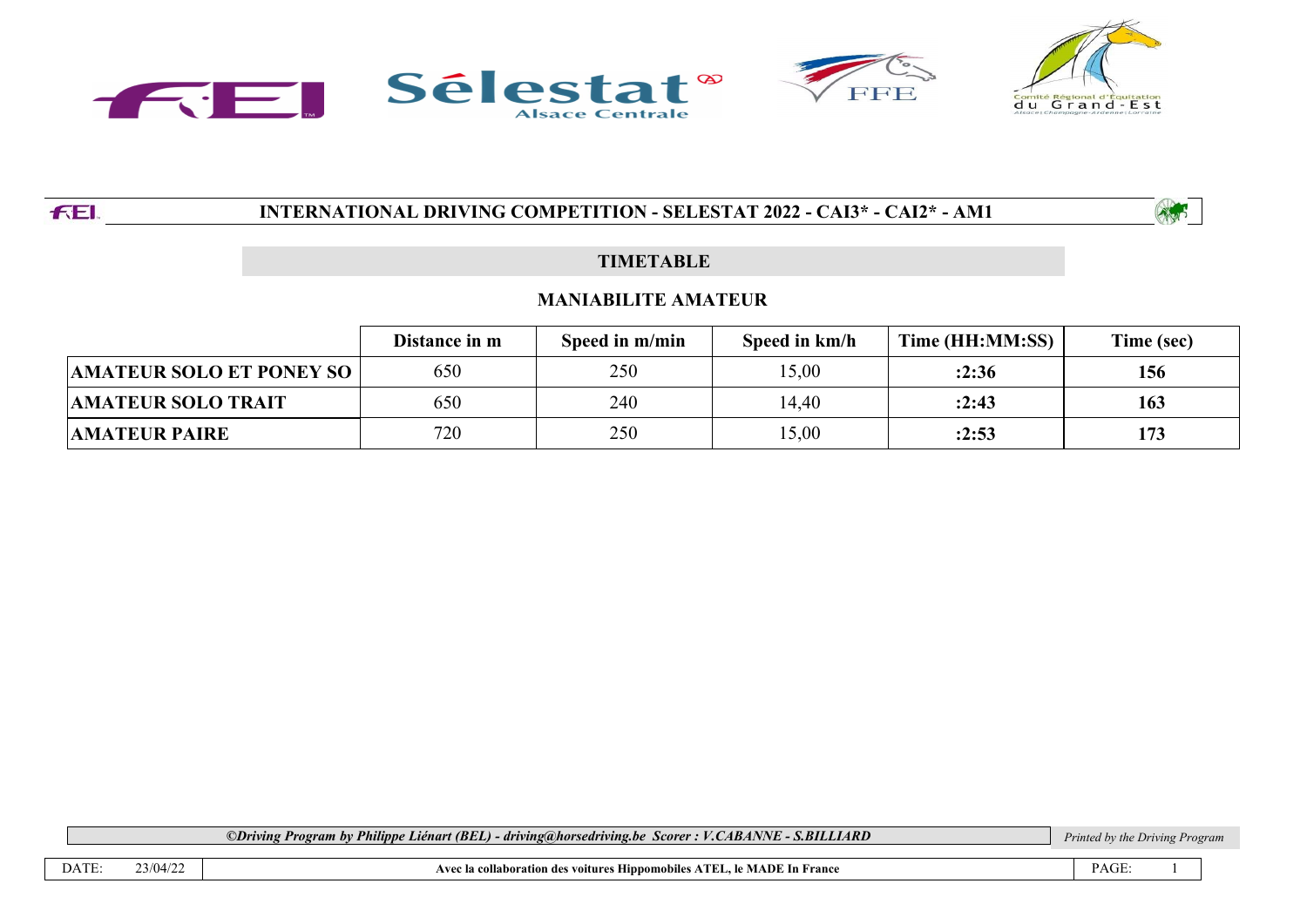## INTERNATIONAL DRIVING COMPETITION - SELESTAT 2022 - CAI3* - CAI2* - AM1

### TIMETABLE

### MANIABILITE AMATEUR

| | Distance in m | Speed in m/min | Speed in km/h | Time (HH:MM:SS) | Time (sec) |
|---|---|---|---|---|---|
| **AMATEUR SOLO ET PONEY SO** | 650 | 250 | 15,00 | **:2:36** | **156** |
| **AMATEUR SOLO TRAIT** | 650 | 240 | 14,40 | **:2:43** | **163** |
| **AMATEUR PAIRE** | 720 | 250 | 15,00 | **:2:53** | **173** |

***©Driving Program by Philippe Liénart (BEL) - driving@horsedriving.be Scorer : V.CABANNE - S.BILLIARD*** *Printed by the Driving Program*

DATE: 23/04/22 **Avec la collaboration des voitures Hippomobiles ATEL, le MADE In France**